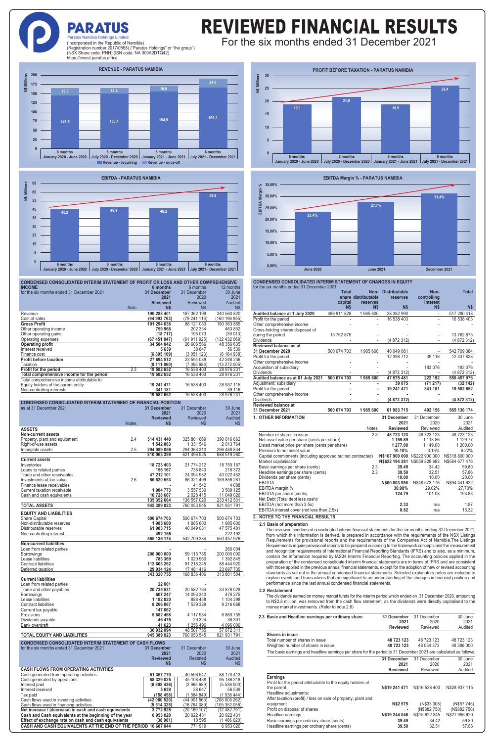# PARATUS

Paratus Namibia Holdings Limited

(Incorporated in the Republic of Namibia)
(Registration number 2017/0558) ("Paratus Holdings" or "the group")
(NSX Share code: PNH) (ISIN code: NA 000A2DTQ42)
https://invest.paratus.africa

# REVIEWED FINANCIAL RESULTS

## For the six months ended 31 December 2021

### REVENUE - PARATUS NAMIBIA (N$ Millions)

| Period | Revenue - recurring | Revenue - once-off |
|---|---|---|
| 6 months January 2020 - June 2020 | 145,5 | 18,9 |
| 6 months July 2020 - December 2020 | 150,4 | 14,2 |
| 6 months January 2021 - June 2021 | 154,9 | 16,6 |
| 6 months July 2021 - December 2021 | 166,2 | 24,6 |

### PROFIT BEFORE TAXATION - PARATUS NAMIBIA (N$ Millions)

| Period | Profit before taxation |
|---|---|
| 6 months January 2020 - June 2020 | 19,1 |
| 6 months July 2020 - December 2020 | 21,9 |
| 6 months January 2021 - June 2021 | 18,9 |
| 6 months July 2021 - December 2021 | 26,4 |

### EBITDA - PARATUS NAMIBIA (N$ Millions)

| Period | EBITDA |
|---|---|
| 6 months January 2020 - June 2020 | 45,2 |
| 6 months July 2020 - December 2020 | 46,9 |
| 6 months January 2021 - June 2021 | 46,2 |
| 6 months July 2021 - December 2021 | 59,8 |

### EBITDA Margin % - PARATUS NAMIBIA

| Period | EBITDA Margin % |
|---|---|
| June 2020 | 23,4% |
| June 2021 | 27,7% |
| December 2021 | 31,4% |

## CONDENSED CONSOLIDATED INTERIM STATEMENT OF PROFIT OR LOSS AND OTHER COMPREHENSIVE INCOME

for the six months ended 31 December 2021

| | Note | 6 months 31 December 2021 Reviewed N$ | 6 months 31 December 2020 Reviewed N$ | 12 months 30 June 2021 Audited N$ |
|---|---|---|---|---|
| Revenue | | 196 288 401 | 167 362 199 | 340 560 820 |
| Cost of sales | | (94 993 763) | (79 241 116) | (160 196 955) |
| **Gross Profit** | | **101 294 638** | 88 121 083 | 180 363 865 |
| Other operating income | | 759 968 | 202 334 | 463 852 |
| Other operating gains | | (18 717) | 195 073 | (39 013) |
| Operating expenses | | (67 451 847) | (61 911 925) | (132 432 069) |
| **Operating profit** | | **34 584 042** | 26 606 566 | 48 356 635 |
| Interest received | | 5 639 | 38 647 | 56 539 |
| Finance cost | | (6 895 169) | (3 051 123) | (6 164 938) |
| **Profit before taxation** | | **27 694 512** | 23 594 089 | 42 248 236 |
| Taxation | | (8 111 860) | (7 055 686) | (13 272 005) |
| **Profit for the period** | 2.3 | **19 582 652** | 16 538 403 | 28 976 231 |
| **Total comprehensive income for the period** | | **19 582 652** | 16 538 403 | 28 976 231 |
| Total comprehensive income attributable to: | | | | |
| Equity holders of the parent entity | | 19 241 471 | 16 538 403 | 28 937 115 |
| Non-controlling interests | | 341 181 | - | 39 116 |
| | | 19 582 652 | 16 538 403 | 28 976 231 |

## CONDENSED CONSOLIDATED INTERIM STATEMENT OF FINANCIAL POSITION

as at 31 December 2021

| | Notes | 31 December 2021 Reviewed N$ | 31 December 2020 Reviewed N$ | 30 June 2021 Audited N$ |
|---|---|---|---|---|
| **ASSETS** | | | | |
| **Non-current assets** | | | | |
| Property, plant and equipment | 2.4 | 514 431 440 | 325 801 669 | 390 016 662 |
| Right-of-use assets | | 1 542 863 | 1 331 546 | 2 013 764 |
| Intangible assets | 2.5 | 294 089 056 | 294 363 310 | 296 488 834 |
| | | 810 063 359 | 621 496 525 | 688 519 260 |
| **Current assets** | | | | |
| Inventories | | 18 723 403 | 21 774 212 | 18 755 187 |
| Loans to related parties | | 156 167 | 738 840 | 216 372 |
| Trade and other receivables | | 47 212 101 | 24 094 982 | 40 022 452 |
| Investments at fair value | 2.6 | 56 520 553 | 86 321 499 | 159 856 281 |
| Finance lease receivables | | - | 41 542 | 4 088 |
| Current taxation receivable | | 1 984 773 | 3 557 530 | 3 509 125 |
| Cash and cash equivalents | | 10 728 667 | 2 028 415 | 11 049 026 |
| | | 135 352 664 | 138 557 020 | 233 412 531 |
| **TOTAL ASSETS** | | **945 389 023** | 760 053 545 | 921 931 791 |
| **EQUITY AND LIABILITIES** | | | | |
| Share Capital | | 500 674 703 | 500 674 703 | 500 674 703 |
| Non-distributable reserves | | 1 985 600 | 1 985 600 | 1 985 600 |
| Distributable reserves | | 61 983 715 | 40 049 081 | 47 575 481 |
| Non-controlling interest | | 492 156 | - | 222 192 |
| | | 565 136 174 | 542 709 384 | 550 457 976 |
| **Non-current liabilities** | | | | |
| Loan from related parties | | - | - | 266 004 |
| Borrowings | | 200 000 000 | 59 115 785 | 200 000 000 |
| Lease liabilities | | 783 369 | 1 020 960 | 1 392 845 |
| Contract liabilities | | 112 603 262 | 91 218 245 | 88 444 920 |
| Deferred taxation | | 29 934 124 | 17 481 416 | 23 697 735 |
| | | 343 320 755 | 168 836 406 | 313 801 504 |
| **Current liabilities** | | | | |
| Loan from related parties | | 22 001 | - | - |
| Trade and other payables | | 20 735 531 | 20 582 764 | 33 878 028 |
| Borrowings | | 607 247 | 14 093 340 | 478 275 |
| Lease liabilities | | 1 182 820 | 888 458 | 1 104 298 |
| Contract liabilities | | 8 266 867 | 7 539 389 | 9 216 668 |
| Current tax payable | | 147 062 | - | - |
| Provisions | | 5 882 468 | 4 117 984 | 8 860 735 |
| Dividends payable | | 46 475 | 29 324 | 38 301 |
| Bank overdraft | | 41 623 | 1 256 496 | 4 096 006 |
| | | 36 932 094 | 48 507 755 | 57 672 311 |
| **TOTAL EQUITY AND LIABILITIES** | | **945 389 023** | 760 053 545 | 921 931 791 |

## CONDENSED CONSOLIDATED INTERIM STATEMENT OF CASH FLOWS

for the six months ended 31 December 2021

| | 31 December 2021 Reviewed N$ | 31 December 2020 Restated N$ | 30 June 2021 Audited N$ |
|---|---|---|---|
| **CASH FLOWS FROM OPERATING ACTIVITIES** | | | |
| Cash generated from operating activities | 51 367 770 | 40 596 547 | 88 170 413 |
| Cash generated by operations | 58 329 025 | 45 108 438 | 95 186 318 |
| Interest paid | (6 808 436) | (2 965 689) | (5 536 000) |
| Interest received | 5 639 | 38 647 | 56 539 |
| Tax paid | (158 458) | (1 584 849) | (1 536 444) |
| Cash flows used in investing activities | (42 080 520) | (44 001 565) | (206 005 262) |
| Cash flows used in financing activities | (5 514 325) | (16 764 089) | (105 352 058) |
| **Net increase / (decrease) in cash and cash equivalents** | 3 772 925 | (20 169 107) | (12 482 791) |
| **Cash and Cash equivalents at the beginning of the year** | 6 953 020 | 20 922 431 | 20 922 431 |
| **Effect of exchange rate on cash and cash equivalents** | (38 901) | 18 595 | (1 486 620) |
| **CASH AND CASH EQUIVALENTS AT THE END OF THE PERIOD** | 10 687 044 | 771 919 | 6 953 020 |

## CONDENSED CONSOLIDATED INTERIM STATEMENT OF CHANGES IN EQUITY

for the six months ended 31 December 2021

| | Total share capital N$ | Non-distributable reserves N$ | Distributable reserves N$ | Non-controlling interest N$ | Total N$ |
|---|---|---|---|---|---|
| **Audited balance at 1 July 2020** | 486 911 828 | 1 985 600 | 28 382 990 | - | 517 280 418 |
| Profit for the period | - | - | 16 538 403 | - | 16 538 403 |
| Other comprehensive income | - | - | - | - | - |
| Cross-holding shares disposed of during the period | 13 762 875 | - | - | - | 13 762 875 |
| Dividends | - | - | (4 872 312) | - | (4 872 312) |
| **Reviewed balance as at 31 December 2020** | 500 674 703 | 1 985 600 | 40 049 081 | - | 542 709 384 |
| Profit for the period | - | - | 12 398 712 | 39 116 | 12 437 828 |
| Other comprehensive income | - | - | - | - | - |
| Acquisition of subsidiary | - | - | - | 183 076 | 183 076 |
| Dividends | - | - | (4 872 312) | - | (4 872 312) |
| **Audited balance as at 01 July 2021** | **500 674 703** | **1 985 600** | **47 575 481** | **222 192** | **550 457 976** |
| Adjustment: subsidiary | - | - | 39 075 | (71 217) | (32 142) |
| Profit for the period | - | - | 19 241 471 | 341 181 | 19 582 652 |
| Other comprehensive income | - | - | - | - | - |
| Dividends | - | - | (4 872 312) | - | (4 872 312) |
| **Reviewed balance at 31 December 2021** | **500 674 703** | **1 985 600** | **61 983 715** | **492 156** | **565 136 174** |

## 1. OTHER INFORMATION

| | Notes | 31 December 2021 Reviewed | 31 December 2020 Reviewed | 30 June 2021 Audited |
|---|---|---|---|---|
| Number of shares in issue | 2.3 | 48 723 123 | 48 723 123 | 48 723 123 |
| Net asset value per share (cents per share) | | 1 159.89 | 1 113.86 | 1 129.77 |
| Listed market price per share (cents per share) | | 1 277.00 | 1 149.00 | 1 200.00 |
| Premium to net asset value | | 10.10% | 3.15% | 6.22% |
| Capital commitments (including approved but not contracted) | | N$167 900 000 | N$222 900 000 | N$318 800 000 |
| Market capitalisation | | N$622 194 281 | N$559 828 683 | N$584 677 476 |
| Basic earnings per share (cents) | 2.3 | 39.49 | 34.42 | 59.80 |
| Headline earnings per share (cents) | 2.3 | 39.50 | 32.51 | 57.86 |
| Dividends per share (cents) | | 10.00 | 10.00 | 20.00 |
| EBITDA | | N$60 803 958 | N$48 573 176 | N$94 441 622 |
| EBITDA margin % | | 30.98% | 29.02% | 27.73% |
| EBITDA per share (cents) | | 124.79 | 101.08 | 193.83 |
| Net Debt (Total debt less cash)/ EBITDA (not more than 3.5x) | | 2.33 | n/a | 1.87 |
| EBITDA interest cover (not less than 2.5x) | | 8.82 | n/a | 15.32 |

## 2. NOTES TO THE FINANCIAL RESULTS

### 2.1 Basis of preparation

The reviewed condensed consolidated interim financial statements for the six months ending 31 December 2021, from which this information is derived, is prepared in accordance with the requirements of the NSX Listings Requirements for provisional reports and the requirements of the Companies Act of Namibia.The Listings Requirements require provisional reports to be prepared according to the framework concepts and the measurement and recognition requirements of International Financial Reporting Standards (IFRS) and to also, as a minimum, contain the information required by IAS34 Interim Financial Reporting. The accounting policies applied in the preparation of the condensed consolidated interim financial statements are in terms of IFRS and are consistent with those applied in the previous annual financial statements, except for the adoption of new or revised accounting standards as set out in the annual condensed financial statements. Selected explanatory notes are included to explain events and transactions that are significant to an understanding of the changes in financial position and performance since the last annual condensed financial statements.

### 2.2 Restatement

The dividends earned on money market funds for the interim period which ended on 31 December 2020, amounting to N$2,8 million, was removed from the cash flow statement, as the dividends were directly capitalised to the money market investments. (Refer to note 2.6)

### 2.3 Basic and Headline earnings per ordinary share

| | 31 December 2021 Reviewed | 31 December 2020 Reviewed | 30 June 2021 Audited |
|---|---|---|---|
| **Shares in issue** | | | |
| Total number of shares in issue | 48 723 123 | 48 723 123 | 48 723 123 |
| Weighted number of shares in issue | 48 723 123 | 48 054 373 | 48 386 000 |

The basic earnings and headline earnings per share for the period to 31 December 2021 are calculated as follows:

| | 31 December 2021 Reviewed | 31 December 2020 Reviewed | 30 June 2021 Audited |
|---|---|---|---|
| **Earnings** | | | |
| Profit for the period attributable to the equity holders of the parent | N$19 241 471 | N$16 538 403 | N$28 937 115 |
| Headline adjustments: | | | |
| After taxation (profit) / loss on sale of property, plant and equipment | N$2 575 | (N$33 308) | (N$57 745) |
| Profit on disposal of shares | - | (N$882 750) | (N$882 750) |
| Headline earnings | N$19 244 046 | N$15 622 345 | N$27 996 620 |
| Basic earnings per ordinary share (cents) | 39.49 | 34.42 | 59.80 |
| Headline earnings per ordinary share (cents) | 39.50 | 32.51 | 57.86 |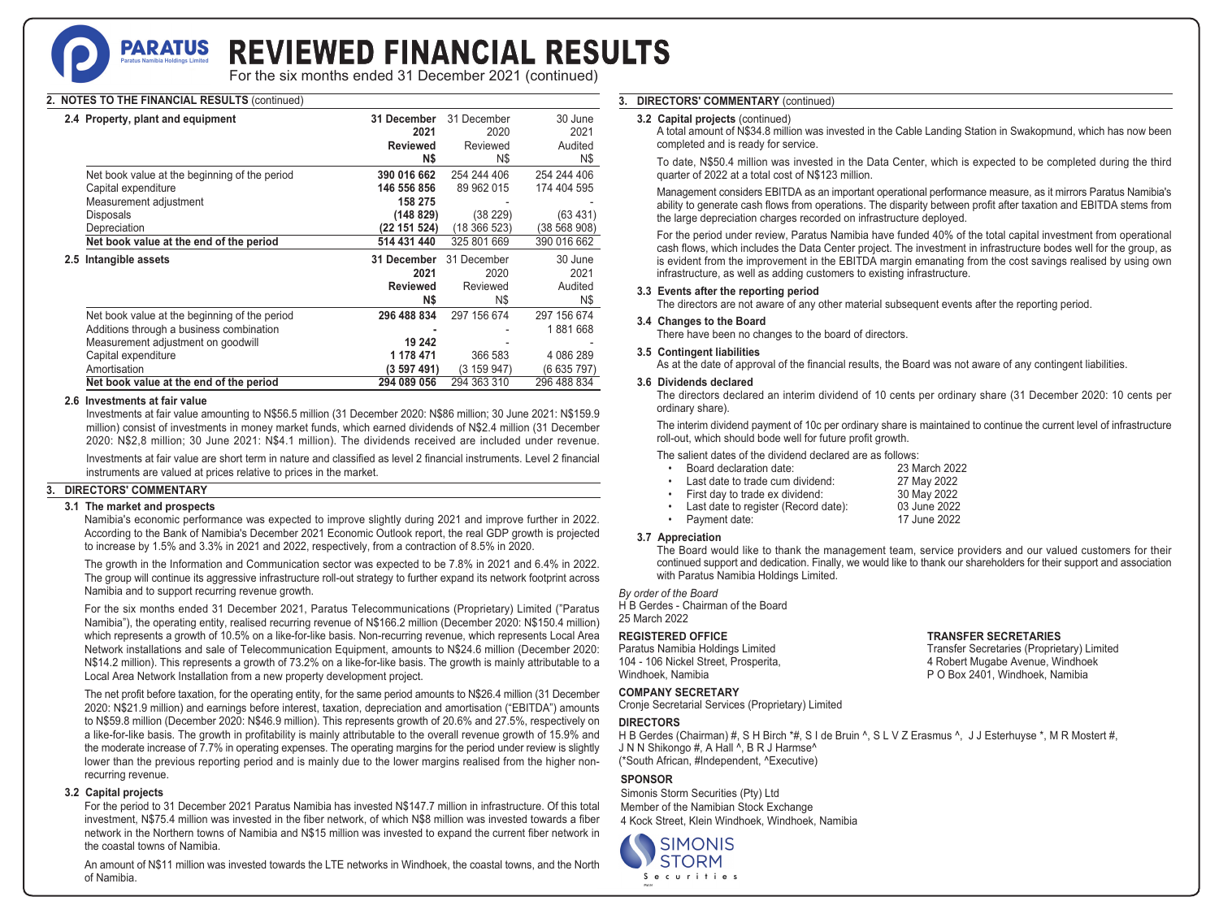# REVIEWED FINANCIAL RESULTS

For the six months ended 31 December 2021 (continued)

## 2. NOTES TO THE FINANCIAL RESULTS (continued)

### 2.4 Property, plant and equipment

| | 31 December 2021 Reviewed N$ | 31 December 2020 Reviewed N$ | 30 June 2021 Audited N$ |
|---|---|---|---|
| Net book value at the beginning of the period | 390 016 662 | 254 244 406 | 254 244 406 |
| Capital expenditure | 146 556 856 | 89 962 015 | 174 404 595 |
| Measurement adjustment | 158 275 | - | - |
| Disposals | (148 829) | (38 229) | (63 431) |
| Depreciation | (22 151 524) | (18 366 523) | (38 568 908) |
| **Net book value at the end of the period** | **514 431 440** | **325 801 669** | **390 016 662** |

### 2.5 Intangible assets

| | 31 December 2021 Reviewed N$ | 31 December 2020 Reviewed N$ | 30 June 2021 Audited N$ |
|---|---|---|---|
| Net book value at the beginning of the period | 296 488 834 | 297 156 674 | 297 156 674 |
| Additions through a business combination | - | - | 1 881 668 |
| Measurement adjustment on goodwill | 19 242 | - | - |
| Capital expenditure | 1 178 471 | 366 583 | 4 086 289 |
| Amortisation | (3 597 491) | (3 159 947) | (6 635 797) |
| **Net book value at the end of the period** | **294 089 056** | **294 363 310** | **296 488 834** |

### 2.6 Investments at fair value

Investments at fair value amounting to N$56.5 million (31 December 2020: N$86 million; 30 June 2021: N$159.9 million) consist of investments in money market funds, which earned dividends of N$2.4 million (31 December 2020: N$2,8 million; 30 June 2021: N$4.1 million). The dividends received are included under revenue.

Investments at fair value are short term in nature and classified as level 2 financial instruments. Level 2 financial instruments are valued at prices relative to prices in the market.

## 3. DIRECTORS' COMMENTARY

### 3.1 The market and prospects

Namibia's economic performance was expected to improve slightly during 2021 and improve further in 2022. According to the Bank of Namibia's December 2021 Economic Outlook report, the real GDP growth is projected to increase by 1.5% and 3.3% in 2021 and 2022, respectively, from a contraction of 8.5% in 2020.

The growth in the Information and Communication sector was expected to be 7.8% in 2021 and 6.4% in 2022. The group will continue its aggressive infrastructure roll-out strategy to further expand its network footprint across Namibia and to support recurring revenue growth.

For the six months ended 31 December 2021, Paratus Telecommunications (Proprietary) Limited ("Paratus Namibia"), the operating entity, realised recurring revenue of N$166.2 million (December 2020: N$150.4 million) which represents a growth of 10.5% on a like-for-like basis. Non-recurring revenue, which represents Local Area Network installations and sale of Telecommunication Equipment, amounts to N$24.6 million (December 2020: N$14.2 million). This represents a growth of 73.2% on a like-for-like basis. The growth is mainly attributable to a Local Area Network Installation from a new property development project.

The net profit before taxation, for the operating entity, for the same period amounts to N$26.4 million (31 December 2020: N$21.9 million) and earnings before interest, taxation, depreciation and amortisation ("EBITDA") amounts to N$59.8 million (December 2020: N$46.9 million). This represents growth of 20.6% and 27.5%, respectively on a like-for-like basis. The growth in profitability is mainly attributable to the overall revenue growth of 15.9% and the moderate increase of 7.7% in operating expenses. The operating margins for the period under review is slightly lower than the previous reporting period and is mainly due to the lower margins realised from the higher non-recurring revenue.

### 3.2 Capital projects

For the period to 31 December 2021 Paratus Namibia has invested N$147.7 million in infrastructure. Of this total investment, N$75.4 million was invested in the fiber network, of which N$8 million was invested towards a fiber network in the Northern towns of Namibia and N$15 million was invested to expand the current fiber network in the coastal towns of Namibia.

An amount of N$11 million was invested towards the LTE networks in Windhoek, the coastal towns, and the North of Namibia.

## 3. DIRECTORS' COMMENTARY (continued)

### 3.2 Capital projects (continued)

A total amount of N$34.8 million was invested in the Cable Landing Station in Swakopmund, which has now been completed and is ready for service.

To date, N$50.4 million was invested in the Data Center, which is expected to be completed during the third quarter of 2022 at a total cost of N$123 million.

Management considers EBITDA as an important operational performance measure, as it mirrors Paratus Namibia's ability to generate cash flows from operations. The disparity between profit after taxation and EBITDA stems from the large depreciation charges recorded on infrastructure deployed.

For the period under review, Paratus Namibia have funded 40% of the total capital investment from operational cash flows, which includes the Data Center project. The investment in infrastructure bodes well for the group, as is evident from the improvement in the EBITDA margin emanating from the cost savings realised by using own infrastructure, as well as adding customers to existing infrastructure.

### 3.3 Events after the reporting period

The directors are not aware of any other material subsequent events after the reporting period.

### 3.4 Changes to the Board

There have been no changes to the board of directors.

### 3.5 Contingent liabilities

As at the date of approval of the financial results, the Board was not aware of any contingent liabilities.

### 3.6 Dividends declared

The directors declared an interim dividend of 10 cents per ordinary share (31 December 2020: 10 cents per ordinary share).

The interim dividend payment of 10c per ordinary share is maintained to continue the current level of infrastructure roll-out, which should bode well for future profit growth.

The salient dates of the dividend declared are as follows:

- Board declaration date: 23 March 2022
- Last date to trade cum dividend: 27 May 2022
- First day to trade ex dividend: 30 May 2022
- Last date to register (Record date): 03 June 2022
- Payment date: 17 June 2022

### 3.7 Appreciation

The Board would like to thank the management team, service providers and our valued customers for their continued support and dedication. Finally, we would like to thank our shareholders for their support and association with Paratus Namibia Holdings Limited.

*By order of the Board*
H B Gerdes - Chairman of the Board
25 March 2022

**REGISTERED OFFICE**
Paratus Namibia Holdings Limited
104 - 106 Nickel Street, Prosperita,
Windhoek, Namibia

**TRANSFER SECRETARIES**
Transfer Secretaries (Proprietary) Limited
4 Robert Mugabe Avenue, Windhoek
P O Box 2401, Windhoek, Namibia

**COMPANY SECRETARY**
Cronje Secretarial Services (Proprietary) Limited

**DIRECTORS**
H B Gerdes (Chairman) #, S H Birch *#, S I de Bruin ^, S L V Z Erasmus ^, J J Esterhuyse *, M R Mostert #, J N N Shikongo #, A Hall ^, B R J Harmse^
(*South African, #Independent, ^Executive)

**SPONSOR**
Simonis Storm Securities (Pty) Ltd
Member of the Namibian Stock Exchange
4 Kock Street, Klein Windhoek, Windhoek, Namibia